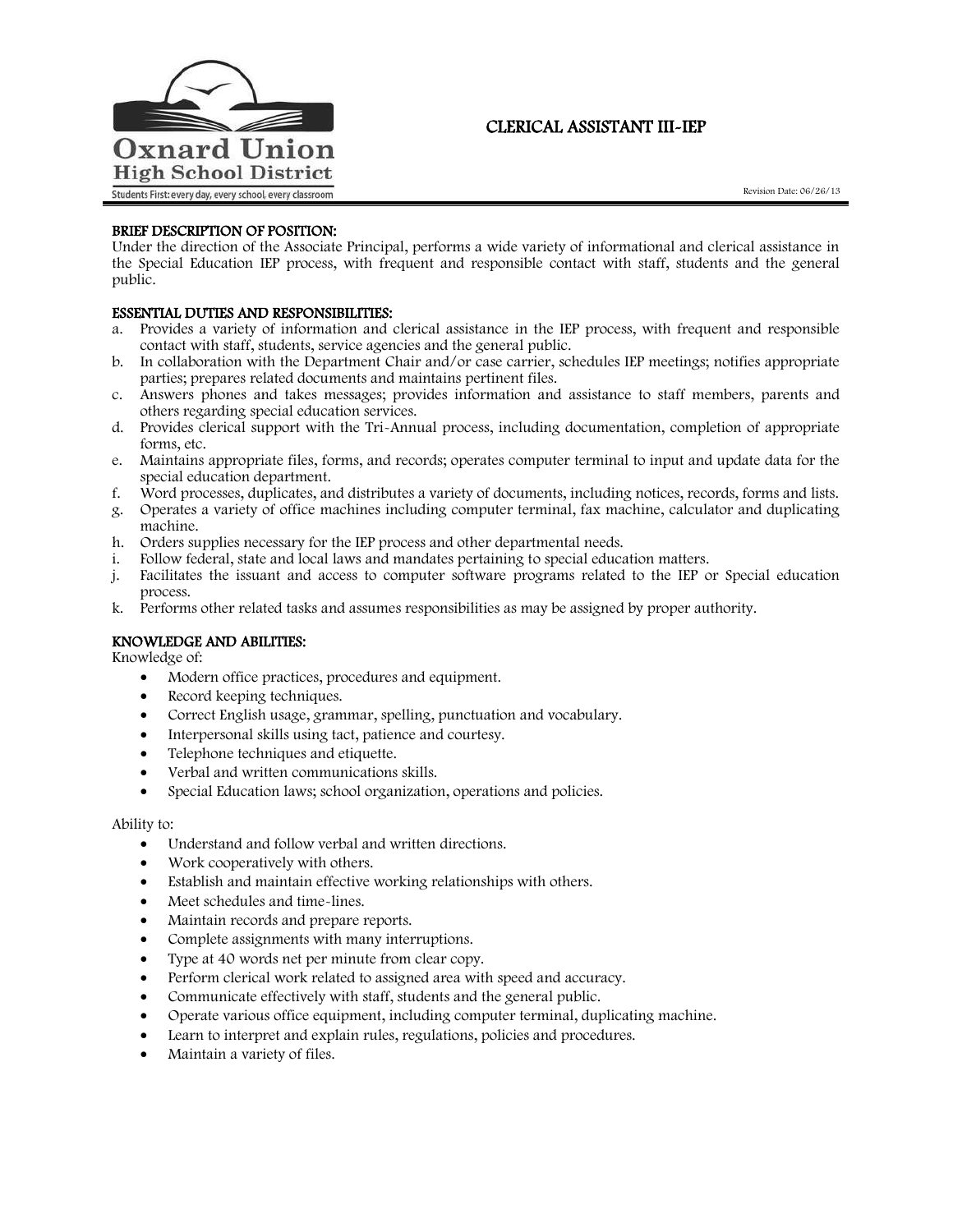Oxnard Union High School District

Students First: every day, every school, every classroom

# CLERICAL ASSISTANT III-IEP

Revision Date: 06/26/13

## BRIEF DESCRIPTION OF POSITION:

Under the direction of the Associate Principal, performs a wide variety of informational and clerical assistance in the Special Education IEP process, with frequent and responsible contact with staff, students and the general public.

## ESSENTIAL DUTIES AND RESPONSIBILITIES:

a. Provides a variety of information and clerical assistance in the IEP process, with frequent and responsible contact with staff, students, service agencies and the general public.
b. In collaboration with the Department Chair and/or case carrier, schedules IEP meetings; notifies appropriate parties; prepares related documents and maintains pertinent files.
c. Answers phones and takes messages; provides information and assistance to staff members, parents and others regarding special education services.
d. Provides clerical support with the Tri-Annual process, including documentation, completion of appropriate forms, etc.
e. Maintains appropriate files, forms, and records; operates computer terminal to input and update data for the special education department.
f. Word processes, duplicates, and distributes a variety of documents, including notices, records, forms and lists.
g. Operates a variety of office machines including computer terminal, fax machine, calculator and duplicating machine.
h. Orders supplies necessary for the IEP process and other departmental needs.
i. Follow federal, state and local laws and mandates pertaining to special education matters.
j. Facilitates the issuant and access to computer software programs related to the IEP or Special education process.
k. Performs other related tasks and assumes responsibilities as may be assigned by proper authority.

## KNOWLEDGE AND ABILITIES:

Knowledge of:

- Modern office practices, procedures and equipment.
- Record keeping techniques.
- Correct English usage, grammar, spelling, punctuation and vocabulary.
- Interpersonal skills using tact, patience and courtesy.
- Telephone techniques and etiquette.
- Verbal and written communications skills.
- Special Education laws; school organization, operations and policies.

Ability to:

- Understand and follow verbal and written directions.
- Work cooperatively with others.
- Establish and maintain effective working relationships with others.
- Meet schedules and time-lines.
- Maintain records and prepare reports.
- Complete assignments with many interruptions.
- Type at 40 words net per minute from clear copy.
- Perform clerical work related to assigned area with speed and accuracy.
- Communicate effectively with staff, students and the general public.
- Operate various office equipment, including computer terminal, duplicating machine.
- Learn to interpret and explain rules, regulations, policies and procedures.
- Maintain a variety of files.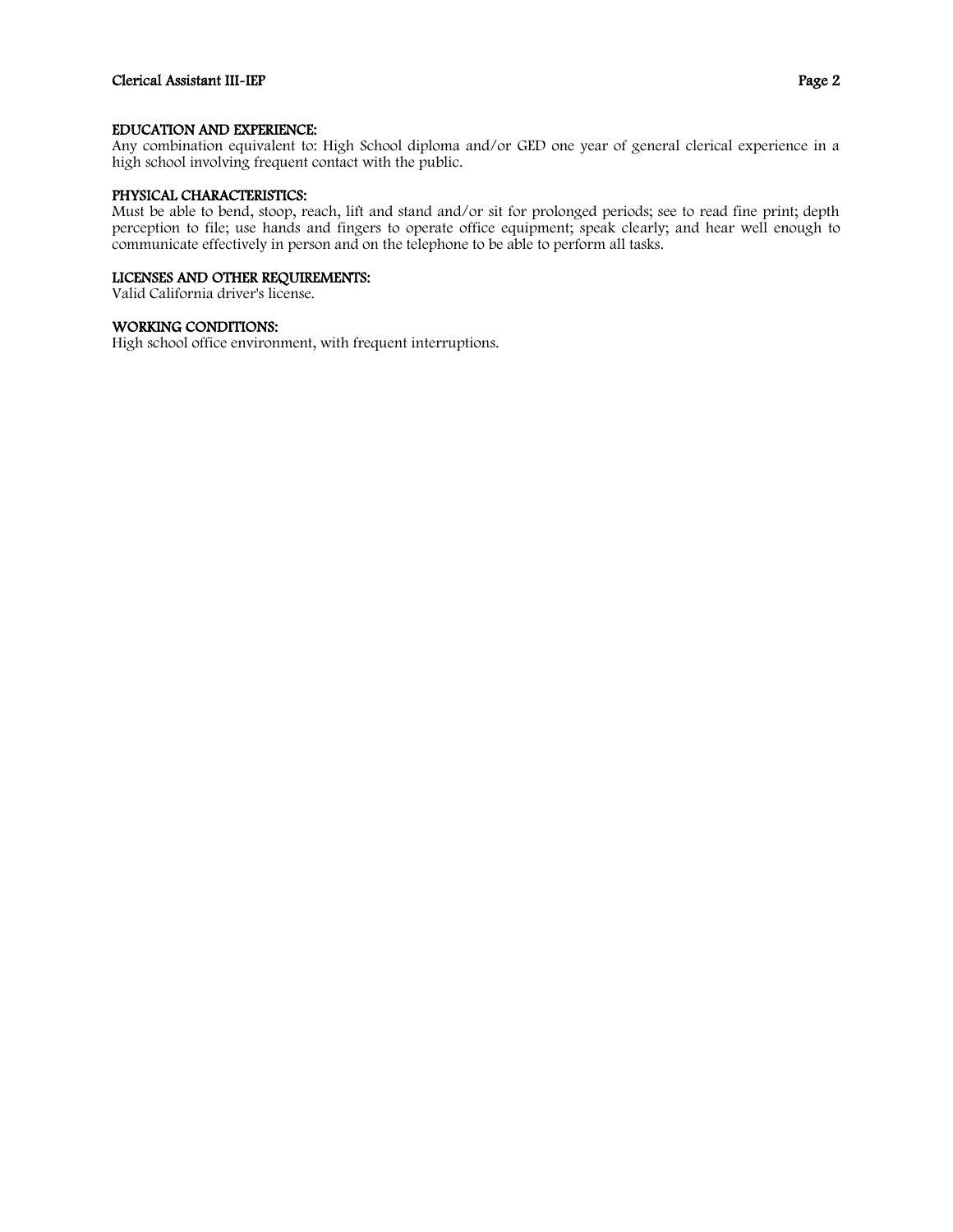**EDUCATION AND EXPERIENCE:**
Any combination equivalent to: High School diploma and/or GED one year of general clerical experience in a high school involving frequent contact with the public.

**PHYSICAL CHARACTERISTICS:**
Must be able to bend, stoop, reach, lift and stand and/or sit for prolonged periods; see to read fine print; depth perception to file; use hands and fingers to operate office equipment; speak clearly; and hear well enough to communicate effectively in person and on the telephone to be able to perform all tasks.

**LICENSES AND OTHER REQUIREMENTS:**
Valid California driver's license.

**WORKING CONDITIONS:**
High school office environment, with frequent interruptions.